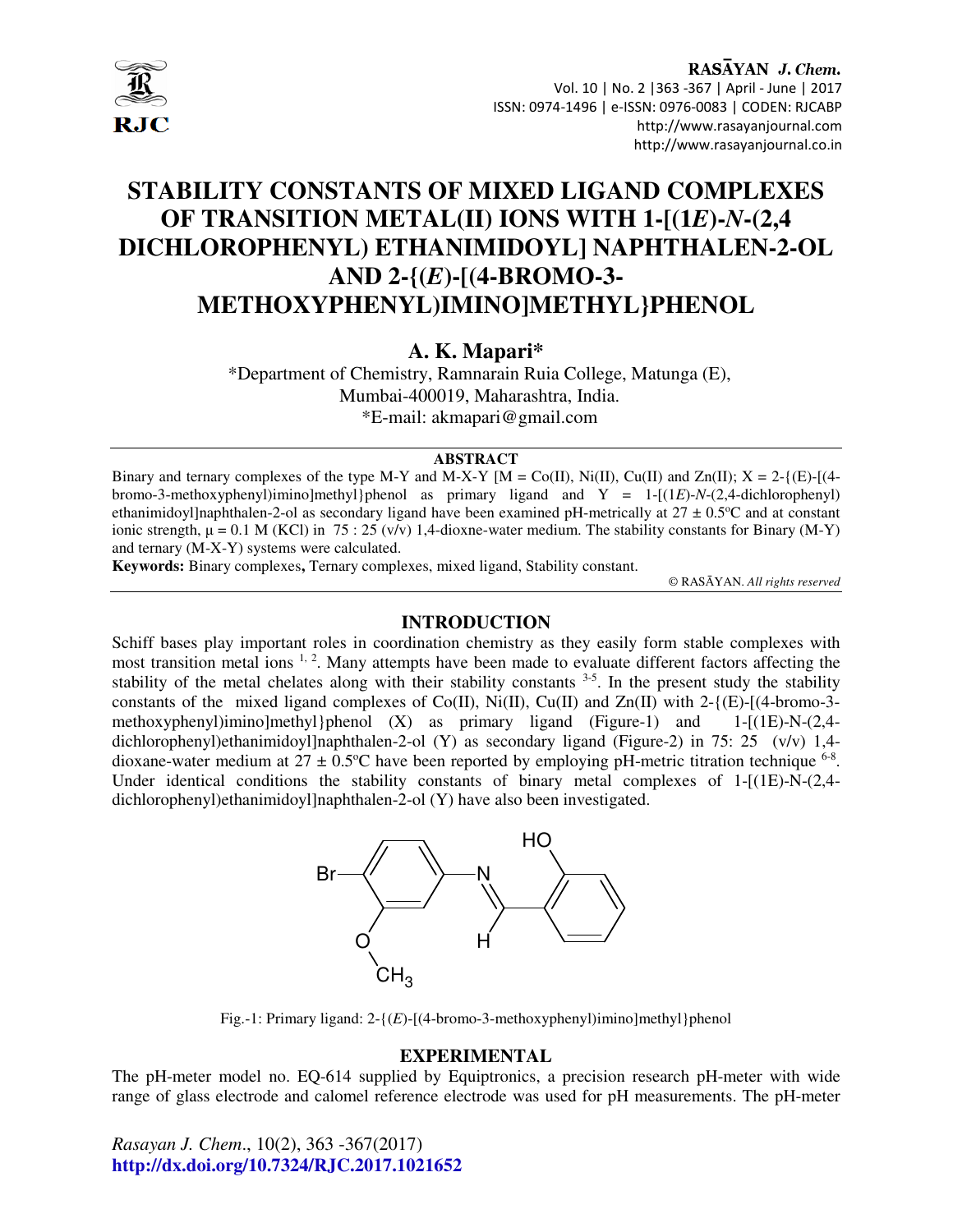# STABILITY CONSTANTS OF MIXED LIGAND COMPLEXES OF TRANSITION METAL(II) IONS WITH 1-[(1*E*)-*N*-(2,4 DICHLOROPHENYL) ETHANIMIDOYL] NAPHTHALEN-2-OL AND 2-{(*E*)-[(4-BROMO-3-METHOXYPHENYL)IMINO]METHYL}PHENOL

**A. K. Mapari***

*Department of Chemistry, Ramnarain Ruia College, Matunga (E), Mumbai-400019, Maharashtra, India.
*E-mail: akmapari@gmail.com

## ABSTRACT

Binary and ternary complexes of the type M-Y and M-X-Y [M = Co(II), Ni(II), Cu(II) and Zn(II); X = 2-{(E)-[(4-bromo-3-methoxyphenyl)imino]methyl}phenol as primary ligand and Y = 1-[(1*E*)-*N*-(2,4-dichlorophenyl) ethanimidoyl]naphthalen-2-ol as secondary ligand have been examined pH-metrically at 27 ± 0.5ºC and at constant ionic strength, μ = 0.1 M (KCl) in 75 : 25 (v/v) 1,4-dioxne-water medium. The stability constants for Binary (M-Y) and ternary (M-X-Y) systems were calculated.

**Keywords:** Binary complexes**,** Ternary complexes, mixed ligand, Stability constant.

© RASĀYAN. *All rights reserved*

## INTRODUCTION

Schiff bases play important roles in coordination chemistry as they easily form stable complexes with most transition metal ions [1, 2]. Many attempts have been made to evaluate different factors affecting the stability of the metal chelates along with their stability constants [3-5]. In the present study the stability constants of the mixed ligand complexes of Co(II), Ni(II), Cu(II) and Zn(II) with 2-{(E)-[(4-bromo-3-methoxyphenyl)imino]methyl}phenol (X) as primary ligand (Figure-1) and 1-[(1E)-N-(2,4-dichlorophenyl)ethanimidoyl]naphthalen-2-ol (Y) as secondary ligand (Figure-2) in 75: 25 (v/v) 1,4-dioxane-water medium at 27 ± 0.5ºC have been reported by employing pH-metric titration technique [6-8]. Under identical conditions the stability constants of binary metal complexes of 1-[(1E)-N-(2,4-dichlorophenyl)ethanimidoyl]naphthalen-2-ol (Y) have also been investigated.

Fig.-1: Primary ligand: 2-{(*E*)-[(4-bromo-3-methoxyphenyl)imino]methyl}phenol

## EXPERIMENTAL

The pH-meter model no. EQ-614 supplied by Equiptronics, a precision research pH-meter with wide range of glass electrode and calomel reference electrode was used for pH measurements. The pH-meter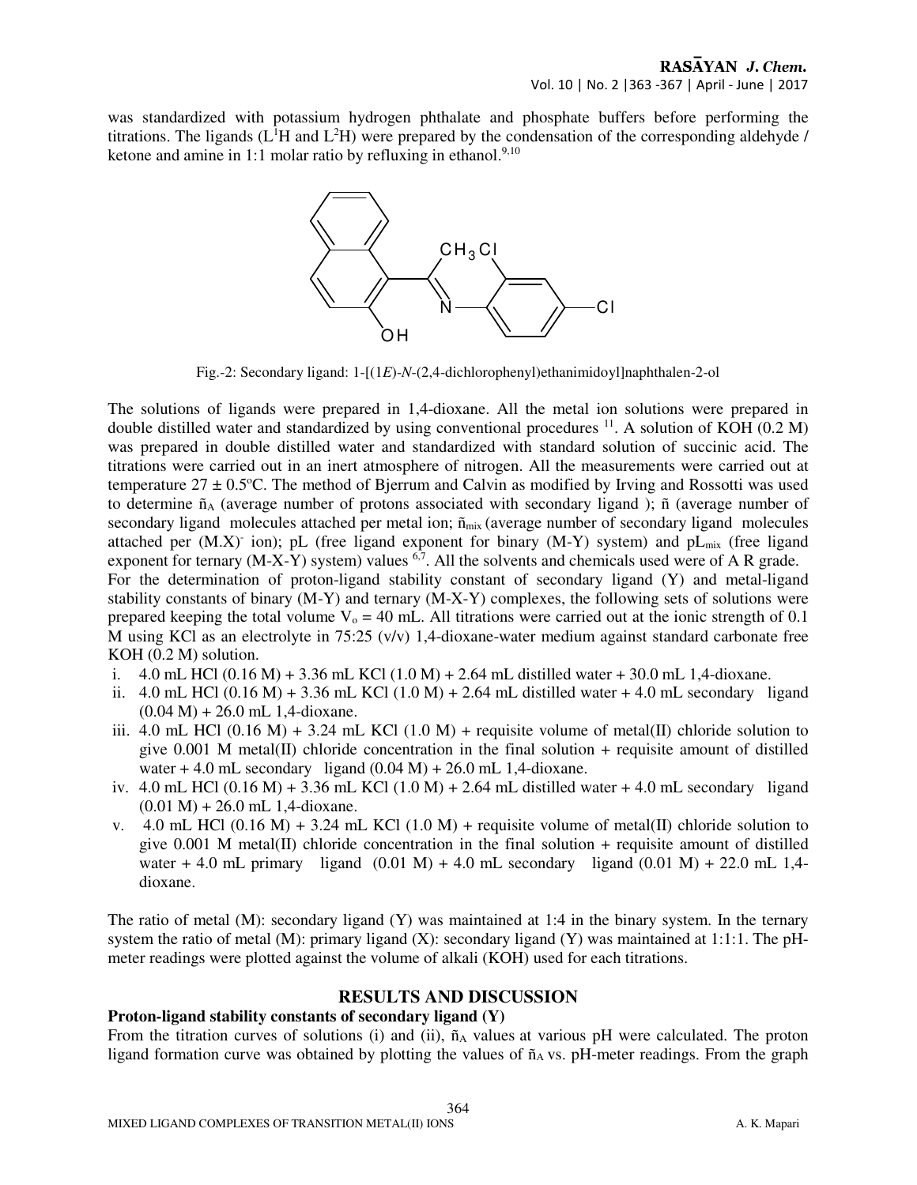was standardized with potassium hydrogen phthalate and phosphate buffers before performing the titrations. The ligands ($L^1H$ and $L^2H$) were prepared by the condensation of the corresponding aldehyde / ketone and amine in 1:1 molar ratio by refluxing in ethanol.[9,10]

Fig.-2: Secondary ligand: 1-[(1*E*)-*N*-(2,4-dichlorophenyl)ethanimidoyl]naphthalen-2-ol

The solutions of ligands were prepared in 1,4-dioxane. All the metal ion solutions were prepared in double distilled water and standardized by using conventional procedures [11]. A solution of KOH (0.2 M) was prepared in double distilled water and standardized with standard solution of succinic acid. The titrations were carried out in an inert atmosphere of nitrogen. All the measurements were carried out at temperature 27 ± 0.5ºC. The method of Bjerrum and Calvin as modified by Irving and Rossotti was used to determine $\tilde{n}_A$ (average number of protons associated with secondary ligand ); ñ (average number of secondary ligand molecules attached per metal ion; $\tilde{n}_{mix}$ (average number of secondary ligand molecules attached per $(M.X)^-$ ion); pL (free ligand exponent for binary (M-Y) system) and $pL_{mix}$ (free ligand exponent for ternary (M-X-Y) system) values [6,7]. All the solvents and chemicals used were of A R grade.

For the determination of proton-ligand stability constant of secondary ligand (Y) and metal-ligand stability constants of binary (M-Y) and ternary (M-X-Y) complexes, the following sets of solutions were prepared keeping the total volume $V_o$ = 40 mL. All titrations were carried out at the ionic strength of 0.1 M using KCl as an electrolyte in 75:25 (v/v) 1,4-dioxane-water medium against standard carbonate free KOH (0.2 M) solution.

i. 4.0 mL HCl (0.16 M) + 3.36 mL KCl (1.0 M) + 2.64 mL distilled water + 30.0 mL 1,4-dioxane.
ii. 4.0 mL HCl (0.16 M) + 3.36 mL KCl (1.0 M) + 2.64 mL distilled water + 4.0 mL secondary ligand (0.04 M) + 26.0 mL 1,4-dioxane.
iii. 4.0 mL HCl (0.16 M) + 3.24 mL KCl (1.0 M) + requisite volume of metal(II) chloride solution to give 0.001 M metal(II) chloride concentration in the final solution + requisite amount of distilled water + 4.0 mL secondary ligand (0.04 M) + 26.0 mL 1,4-dioxane.
iv. 4.0 mL HCl (0.16 M) + 3.36 mL KCl (1.0 M) + 2.64 mL distilled water + 4.0 mL secondary ligand (0.01 M) + 26.0 mL 1,4-dioxane.
v. 4.0 mL HCl (0.16 M) + 3.24 mL KCl (1.0 M) + requisite volume of metal(II) chloride solution to give 0.001 M metal(II) chloride concentration in the final solution + requisite amount of distilled water + 4.0 mL primary ligand (0.01 M) + 4.0 mL secondary ligand (0.01 M) + 22.0 mL 1,4-dioxane.

The ratio of metal (M): secondary ligand (Y) was maintained at 1:4 in the binary system. In the ternary system the ratio of metal (M): primary ligand (X): secondary ligand (Y) was maintained at 1:1:1. The pH-meter readings were plotted against the volume of alkali (KOH) used for each titrations.

## RESULTS AND DISCUSSION

### Proton-ligand stability constants of secondary ligand (Y)

From the titration curves of solutions (i) and (ii), $\tilde{n}_A$ values at various pH were calculated. The proton ligand formation curve was obtained by plotting the values of $\tilde{n}_A$ vs. pH-meter readings. From the graph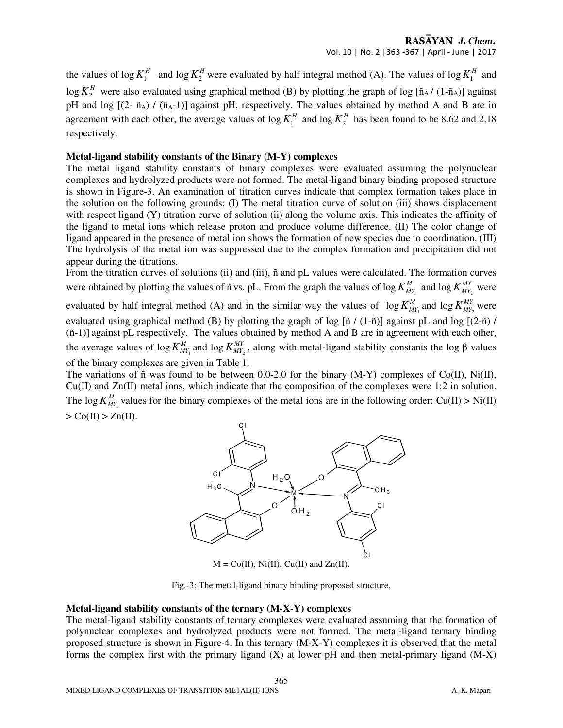the values of $\log K_1^H$ and $\log K_2^H$ were evaluated by half integral method (A). The values of $\log K_1^H$ and $\log K_2^H$ were also evaluated using graphical method (B) by plotting the graph of log [$\tilde{n}_A$ / (1-$\tilde{n}_A$)] against pH and log [(2- $\tilde{n}_A$) / ($\tilde{n}_A$-1)] against pH, respectively. The values obtained by method A and B are in agreement with each other, the average values of $\log K_1^H$ and $\log K_2^H$ has been found to be 8.62 and 2.18 respectively.

### Metal-ligand stability constants of the Binary (M-Y) complexes

The metal ligand stability constants of binary complexes were evaluated assuming the polynuclear complexes and hydrolyzed products were not formed. The metal-ligand binary binding proposed structure is shown in Figure-3. An examination of titration curves indicate that complex formation takes place in the solution on the following grounds: (I) The metal titration curve of solution (iii) shows displacement with respect ligand (Y) titration curve of solution (ii) along the volume axis. This indicates the affinity of the ligand to metal ions which release proton and produce volume difference. (II) The color change of ligand appeared in the presence of metal ion shows the formation of new species due to coordination. (III) The hydrolysis of the metal ion was suppressed due to the complex formation and precipitation did not appear during the titrations.

From the titration curves of solutions (ii) and (iii), ñ and pL values were calculated. The formation curves were obtained by plotting the values of ñ vs. pL. From the graph the values of $\log K_{MY_1}^{M}$ and $\log K_{MY_2}^{MY}$ were evaluated by half integral method (A) and in the similar way the values of $\log K_{MY_1}^{M}$ and $\log K_{MY_2}^{MY}$ were evaluated using graphical method (B) by plotting the graph of log [ñ / (1-ñ)] against pL and log [(2-ñ) / (ñ-1)] against pL respectively. The values obtained by method A and B are in agreement with each other, the average values of $\log K_{MY_1}^{M}$ and $\log K_{MY_2}^{MY}$, along with metal-ligand stability constants the log β values of the binary complexes are given in Table 1.

The variations of ñ was found to be between 0.0-2.0 for the binary (M-Y) complexes of Co(II), Ni(II), Cu(II) and Zn(II) metal ions, which indicate that the composition of the complexes were 1:2 in solution. The $\log K_{MY_1}^{M}$ values for the binary complexes of the metal ions are in the following order: Cu(II) > Ni(II) > Co(II) > Zn(II).

M = Co(II), Ni(II), Cu(II) and Zn(II).

Fig.-3: The metal-ligand binary binding proposed structure.

### Metal-ligand stability constants of the ternary (M-X-Y) complexes

The metal-ligand stability constants of ternary complexes were evaluated assuming that the formation of polynuclear complexes and hydrolyzed products were not formed. The metal-ligand ternary binding proposed structure is shown in Figure-4. In this ternary (M-X-Y) complexes it is observed that the metal forms the complex first with the primary ligand (X) at lower pH and then metal-primary ligand (M-X)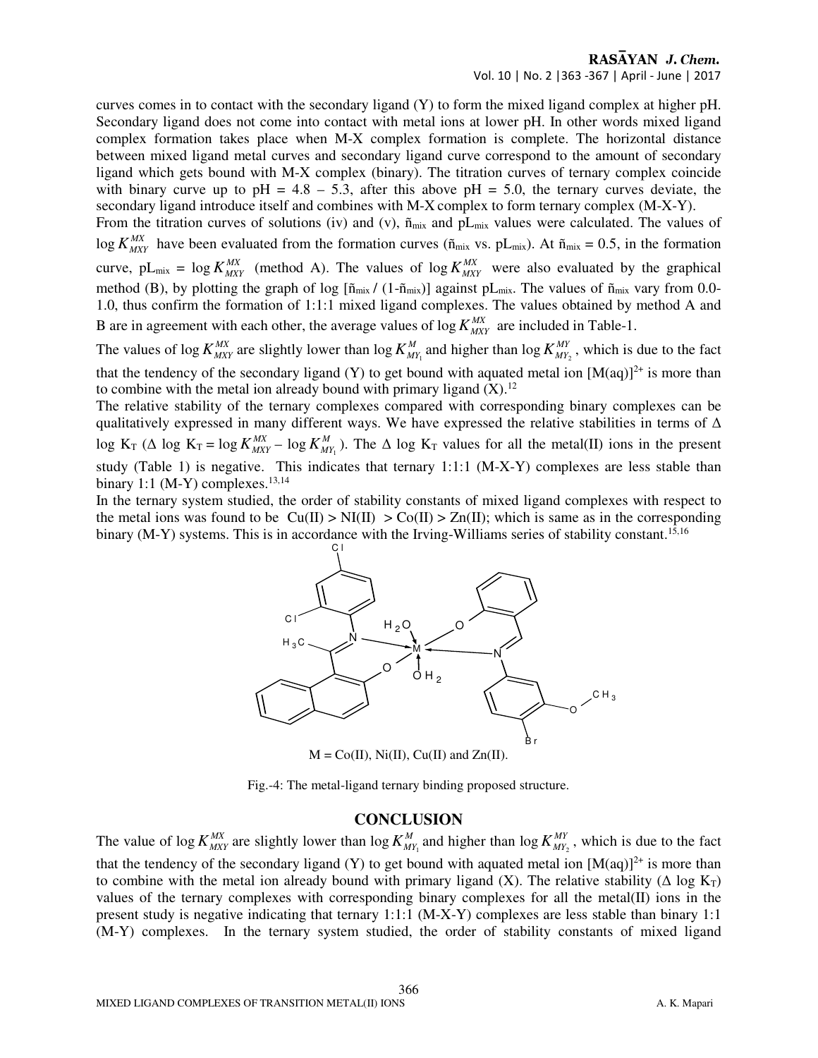curves comes in to contact with the secondary ligand (Y) to form the mixed ligand complex at higher pH. Secondary ligand does not come into contact with metal ions at lower pH. In other words mixed ligand complex formation takes place when M-X complex formation is complete. The horizontal distance between mixed ligand metal curves and secondary ligand curve correspond to the amount of secondary ligand which gets bound with M-X complex (binary). The titration curves of ternary complex coincide with binary curve up to pH = 4.8 – 5.3, after this above pH = 5.0, the ternary curves deviate, the secondary ligand introduce itself and combines with M-X complex to form ternary complex (M-X-Y).

From the titration curves of solutions (iv) and (v), $\tilde{n}_{mix}$ and $pL_{mix}$ values were calculated. The values of $\log K^{MX}_{MXY}$ have been evaluated from the formation curves ($\tilde{n}_{mix}$ vs. $pL_{mix}$). At $\tilde{n}_{mix} = 0.5$, in the formation curve, $pL_{mix} = \log K^{MX}_{MXY}$ (method A). The values of $\log K^{MX}_{MXY}$ were also evaluated by the graphical method (B), by plotting the graph of $\log [\tilde{n}_{mix} / (1-\tilde{n}_{mix})]$ against $pL_{mix}$. The values of $\tilde{n}_{mix}$ vary from 0.0-1.0, thus confirm the formation of 1:1:1 mixed ligand complexes. The values obtained by method A and B are in agreement with each other, the average values of $\log K^{MX}_{MXY}$ are included in Table-1.

The values of $\log K^{MX}_{MXY}$ are slightly lower than $\log K^{M}_{MY_1}$ and higher than $\log K^{MY}_{MY_2}$, which is due to the fact that the tendency of the secondary ligand (Y) to get bound with aquated metal ion $[M(aq)]^{2+}$ is more than to combine with the metal ion already bound with primary ligand (X).[12]

The relative stability of the ternary complexes compared with corresponding binary complexes can be qualitatively expressed in many different ways. We have expressed the relative stabilities in terms of $\Delta \log K_T$ ($\Delta \log K_T = \log K^{MX}_{MXY} - \log K^{M}_{MY_1}$). The $\Delta \log K_T$ values for all the metal(II) ions in the present study (Table 1) is negative. This indicates that ternary 1:1:1 (M-X-Y) complexes are less stable than binary 1:1 (M-Y) complexes.[13,14]

In the ternary system studied, the order of stability constants of mixed ligand complexes with respect to the metal ions was found to be Cu(II) > NI(II) > Co(II) > Zn(II); which is same as in the corresponding binary (M-Y) systems. This is in accordance with the Irving-Williams series of stability constant.[15,16]

M = Co(II), Ni(II), Cu(II) and Zn(II).

Fig.-4: The metal-ligand ternary binding proposed structure.

## CONCLUSION

The value of $\log K^{MX}_{MXY}$ are slightly lower than $\log K^{M}_{MY_1}$ and higher than $\log K^{MY}_{MY_2}$, which is due to the fact that the tendency of the secondary ligand (Y) to get bound with aquated metal ion $[M(aq)]^{2+}$ is more than to combine with the metal ion already bound with primary ligand (X). The relative stability ($\Delta \log K_T$) values of the ternary complexes with corresponding binary complexes for all the metal(II) ions in the present study is negative indicating that ternary 1:1:1 (M-X-Y) complexes are less stable than binary 1:1 (M-Y) complexes. In the ternary system studied, the order of stability constants of mixed ligand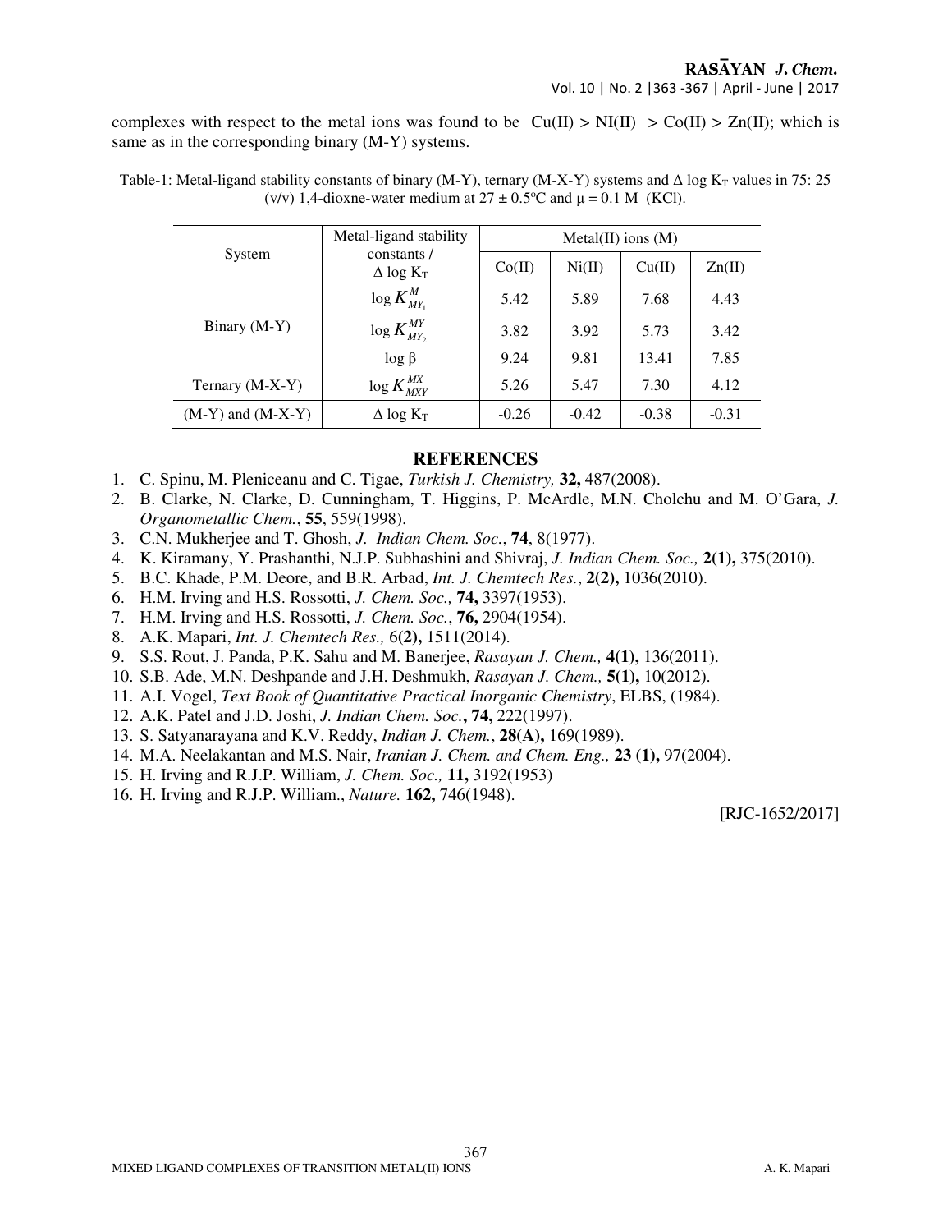complexes with respect to the metal ions was found to be Cu(II) > NI(II) > Co(II) > Zn(II); which is same as in the corresponding binary (M-Y) systems.

Table-1: Metal-ligand stability constants of binary (M-Y), ternary (M-X-Y) systems and $\Delta$ log $K_T$ values in 75: 25 (v/v) 1,4-dioxne-water medium at 27 ± 0.5°C and $\mu$ = 0.1 M (KCl).

| System | Metal-ligand stability constants / $\Delta \log K_T$ | Metal(II) ions (M) | | | |
|---|---|---|---|---|---|
| | | Co(II) | Ni(II) | Cu(II) | Zn(II) |
| Binary (M-Y) | $\log K_{MY_1}^{M}$ | 5.42 | 5.89 | 7.68 | 4.43 |
| | $\log K_{MY_2}^{MY}$ | 3.82 | 3.92 | 5.73 | 3.42 |
| | $\log \beta$ | 9.24 | 9.81 | 13.41 | 7.85 |
| Ternary (M-X-Y) | $\log K_{MXY}^{MX}$ | 5.26 | 5.47 | 7.30 | 4.12 |
| (M-Y) and (M-X-Y) | $\Delta \log K_T$ | -0.26 | -0.42 | -0.38 | -0.31 |

## REFERENCES

1. C. Spinu, M. Pleniceanu and C. Tigae, *Turkish J. Chemistry,* **32,** 487(2008).
2. B. Clarke, N. Clarke, D. Cunningham, T. Higgins, P. McArdle, M.N. Cholchu and M. O'Gara, *J. Organometallic Chem.*, **55**, 559(1998).
3. C.N. Mukherjee and T. Ghosh, *J. Indian Chem. Soc.*, **74**, 8(1977).
4. K. Kiramany, Y. Prashanthi, N.J.P. Subhashini and Shivraj, *J. Indian Chem. Soc.,* **2(1),** 375(2010).
5. B.C. Khade, P.M. Deore, and B.R. Arbad, *Int. J. Chemtech Res.*, **2(2),** 1036(2010).
6. H.M. Irving and H.S. Rossotti, *J. Chem. Soc.,* **74,** 3397(1953).
7. H.M. Irving and H.S. Rossotti, *J. Chem. Soc.*, **76,** 2904(1954).
8. A.K. Mapari, *Int. J. Chemtech Res.,* 6**(2),** 1511(2014).
9. S.S. Rout, J. Panda, P.K. Sahu and M. Banerjee, *Rasayan J. Chem.,* **4(1),** 136(2011).
10. S.B. Ade, M.N. Deshpande and J.H. Deshmukh, *Rasayan J. Chem.,* **5(1),** 10(2012).
11. A.I. Vogel, *Text Book of Quantitative Practical Inorganic Chemistry*, ELBS, (1984).
12. A.K. Patel and J.D. Joshi, *J. Indian Chem. Soc.***, 74,** 222(1997).
13. S. Satyanarayana and K.V. Reddy, *Indian J. Chem.*, **28(A),** 169(1989).
14. M.A. Neelakantan and M.S. Nair, *Iranian J. Chem. and Chem. Eng.,* **23 (1),** 97(2004).
15. H. Irving and R.J.P. William, *J. Chem. Soc.,* **11,** 3192(1953)
16. H. Irving and R.J.P. William., *Nature.* **162,** 746(1948).

[RJC-1652/2017]